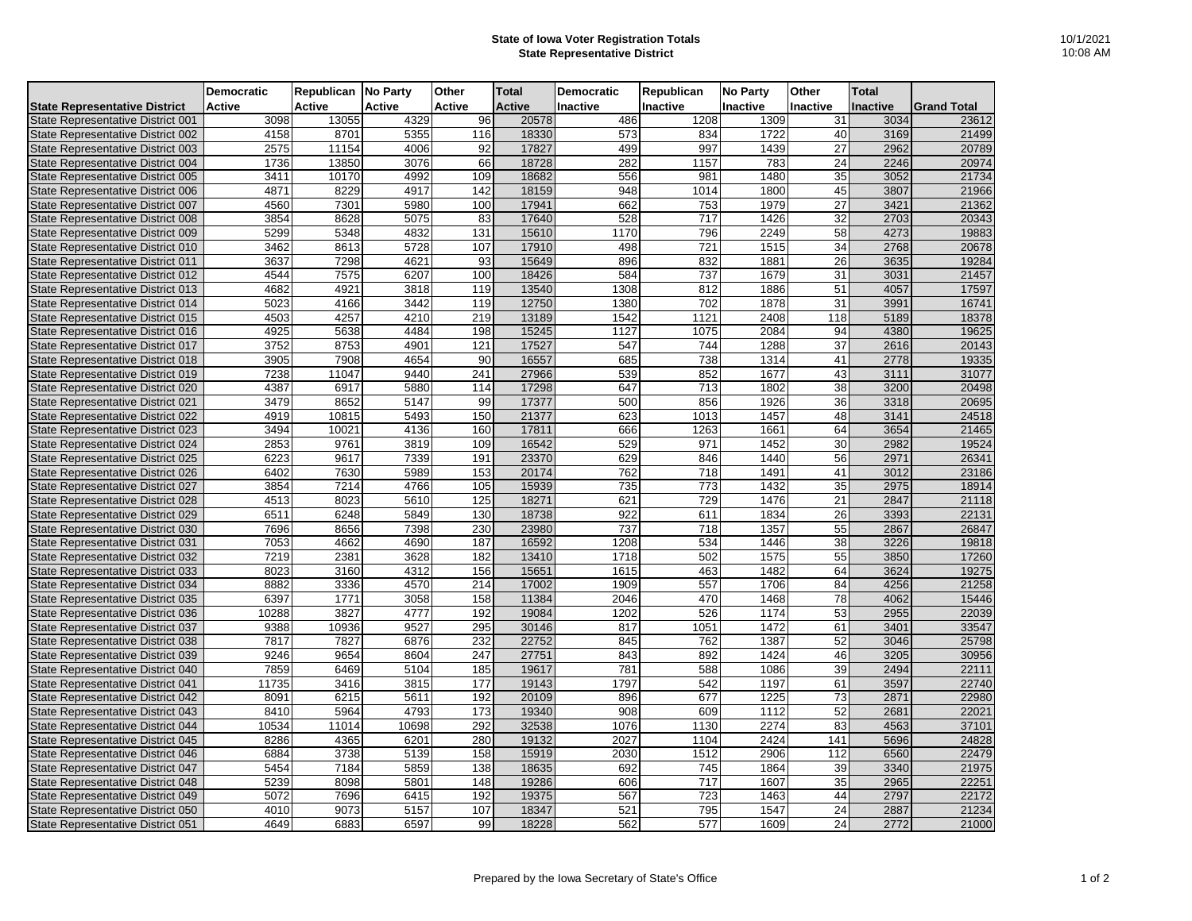# State of Iowa Voter Registration Totals
## State Representative District

10/1/2021
10:08 AM

| State Representative District | Democratic Active | Republican Active | No Party Active | Other Active | Total Active | Democratic Inactive | Republican Inactive | No Party Inactive | Other Inactive | Total Inactive | Grand Total |
|---|---|---|---|---|---|---|---|---|---|---|---|
| State Representative District 001 | 3098 | 13055 | 4329 | 96 | 20578 | 486 | 1208 | 1309 | 31 | 3034 | 23612 |
| State Representative District 002 | 4158 | 8701 | 5355 | 116 | 18330 | 573 | 834 | 1722 | 40 | 3169 | 21499 |
| State Representative District 003 | 2575 | 11154 | 4006 | 92 | 17827 | 499 | 997 | 1439 | 27 | 2962 | 20789 |
| State Representative District 004 | 1736 | 13850 | 3076 | 66 | 18728 | 282 | 1157 | 783 | 24 | 2246 | 20974 |
| State Representative District 005 | 3411 | 10170 | 4992 | 109 | 18682 | 556 | 981 | 1480 | 35 | 3052 | 21734 |
| State Representative District 006 | 4871 | 8229 | 4917 | 142 | 18159 | 948 | 1014 | 1800 | 45 | 3807 | 21966 |
| State Representative District 007 | 4560 | 7301 | 5980 | 100 | 17941 | 662 | 753 | 1979 | 27 | 3421 | 21362 |
| State Representative District 008 | 3854 | 8628 | 5075 | 83 | 17640 | 528 | 717 | 1426 | 32 | 2703 | 20343 |
| State Representative District 009 | 5299 | 5348 | 4832 | 131 | 15610 | 1170 | 796 | 2249 | 58 | 4273 | 19883 |
| State Representative District 010 | 3462 | 8613 | 5728 | 107 | 17910 | 498 | 721 | 1515 | 34 | 2768 | 20678 |
| State Representative District 011 | 3637 | 7298 | 4621 | 93 | 15649 | 896 | 832 | 1881 | 26 | 3635 | 19284 |
| State Representative District 012 | 4544 | 7575 | 6207 | 100 | 18426 | 584 | 737 | 1679 | 31 | 3031 | 21457 |
| State Representative District 013 | 4682 | 4921 | 3818 | 119 | 13540 | 1308 | 812 | 1886 | 51 | 4057 | 17597 |
| State Representative District 014 | 5023 | 4166 | 3442 | 119 | 12750 | 1380 | 702 | 1878 | 31 | 3991 | 16741 |
| State Representative District 015 | 4503 | 4257 | 4210 | 219 | 13189 | 1542 | 1121 | 2408 | 118 | 5189 | 18378 |
| State Representative District 016 | 4925 | 5638 | 4484 | 198 | 15245 | 1127 | 1075 | 2084 | 94 | 4380 | 19625 |
| State Representative District 017 | 3752 | 8753 | 4901 | 121 | 17527 | 547 | 744 | 1288 | 37 | 2616 | 20143 |
| State Representative District 018 | 3905 | 7908 | 4654 | 90 | 16557 | 685 | 738 | 1314 | 41 | 2778 | 19335 |
| State Representative District 019 | 7238 | 11047 | 9440 | 241 | 27966 | 539 | 852 | 1677 | 43 | 3111 | 31077 |
| State Representative District 020 | 4387 | 6917 | 5880 | 114 | 17298 | 647 | 713 | 1802 | 38 | 3200 | 20498 |
| State Representative District 021 | 3479 | 8652 | 5147 | 99 | 17377 | 500 | 856 | 1926 | 36 | 3318 | 20695 |
| State Representative District 022 | 4919 | 10815 | 5493 | 150 | 21377 | 623 | 1013 | 1457 | 48 | 3141 | 24518 |
| State Representative District 023 | 3494 | 10021 | 4136 | 160 | 17811 | 666 | 1263 | 1661 | 64 | 3654 | 21465 |
| State Representative District 024 | 2853 | 9761 | 3819 | 109 | 16542 | 529 | 971 | 1452 | 30 | 2982 | 19524 |
| State Representative District 025 | 6223 | 9617 | 7339 | 191 | 23370 | 629 | 846 | 1440 | 56 | 2971 | 26341 |
| State Representative District 026 | 6402 | 7630 | 5989 | 153 | 20174 | 762 | 718 | 1491 | 41 | 3012 | 23186 |
| State Representative District 027 | 3854 | 7214 | 4766 | 105 | 15939 | 735 | 773 | 1432 | 35 | 2975 | 18914 |
| State Representative District 028 | 4513 | 8023 | 5610 | 125 | 18271 | 621 | 729 | 1476 | 21 | 2847 | 21118 |
| State Representative District 029 | 6511 | 6248 | 5849 | 130 | 18738 | 922 | 611 | 1834 | 26 | 3393 | 22131 |
| State Representative District 030 | 7696 | 8656 | 7398 | 230 | 23980 | 737 | 718 | 1357 | 55 | 2867 | 26847 |
| State Representative District 031 | 7053 | 4662 | 4690 | 187 | 16592 | 1208 | 534 | 1446 | 38 | 3226 | 19818 |
| State Representative District 032 | 7219 | 2381 | 3628 | 182 | 13410 | 1718 | 502 | 1575 | 55 | 3850 | 17260 |
| State Representative District 033 | 8023 | 3160 | 4312 | 156 | 15651 | 1615 | 463 | 1482 | 64 | 3624 | 19275 |
| State Representative District 034 | 8882 | 3336 | 4570 | 214 | 17002 | 1909 | 557 | 1706 | 84 | 4256 | 21258 |
| State Representative District 035 | 6397 | 1771 | 3058 | 158 | 11384 | 2046 | 470 | 1468 | 78 | 4062 | 15446 |
| State Representative District 036 | 10288 | 3827 | 4777 | 192 | 19084 | 1202 | 526 | 1174 | 53 | 2955 | 22039 |
| State Representative District 037 | 9388 | 10936 | 9527 | 295 | 30146 | 817 | 1051 | 1472 | 61 | 3401 | 33547 |
| State Representative District 038 | 7817 | 7827 | 6876 | 232 | 22752 | 845 | 762 | 1387 | 52 | 3046 | 25798 |
| State Representative District 039 | 9246 | 9654 | 8604 | 247 | 27751 | 843 | 892 | 1424 | 46 | 3205 | 30956 |
| State Representative District 040 | 7859 | 6469 | 5104 | 185 | 19617 | 781 | 588 | 1086 | 39 | 2494 | 22111 |
| State Representative District 041 | 11735 | 3416 | 3815 | 177 | 19143 | 1797 | 542 | 1197 | 61 | 3597 | 22740 |
| State Representative District 042 | 8091 | 6215 | 5611 | 192 | 20109 | 896 | 677 | 1225 | 73 | 2871 | 22980 |
| State Representative District 043 | 8410 | 5964 | 4793 | 173 | 19340 | 908 | 609 | 1112 | 52 | 2681 | 22021 |
| State Representative District 044 | 10534 | 11014 | 10698 | 292 | 32538 | 1076 | 1130 | 2274 | 83 | 4563 | 37101 |
| State Representative District 045 | 8286 | 4365 | 6201 | 280 | 19132 | 2027 | 1104 | 2424 | 141 | 5696 | 24828 |
| State Representative District 046 | 6884 | 3738 | 5139 | 158 | 15919 | 2030 | 1512 | 2906 | 112 | 6560 | 22479 |
| State Representative District 047 | 5454 | 7184 | 5859 | 138 | 18635 | 692 | 745 | 1864 | 39 | 3340 | 21975 |
| State Representative District 048 | 5239 | 8098 | 5801 | 148 | 19286 | 606 | 717 | 1607 | 35 | 2965 | 22251 |
| State Representative District 049 | 5072 | 7696 | 6415 | 192 | 19375 | 567 | 723 | 1463 | 44 | 2797 | 22172 |
| State Representative District 050 | 4010 | 9073 | 5157 | 107 | 18347 | 521 | 795 | 1547 | 24 | 2887 | 21234 |
| State Representative District 051 | 4649 | 6883 | 6597 | 99 | 18228 | 562 | 577 | 1609 | 24 | 2772 | 21000 |

Prepared by the Iowa Secretary of State's Office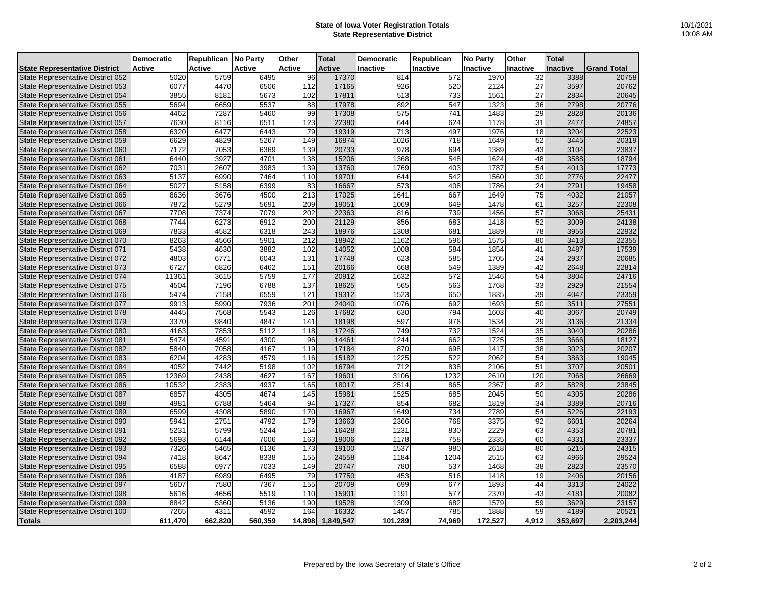**State of Iowa Voter Registration Totals**
**State Representative District**

10/1/2021
10:08 AM

| State Representative District | Democratic Active | Republican Active | No Party Active | Other Active | Total Active | Democratic Inactive | Republican Inactive | No Party Inactive | Other Inactive | Total Inactive | Grand Total |
|---|---|---|---|---|---|---|---|---|---|---|---|
| State Representative District 052 | 5020 | 5759 | 6495 | 96 | 17370 | 814 | 572 | 1970 | 32 | 3388 | 20758 |
| State Representative District 053 | 6077 | 4470 | 6506 | 112 | 17165 | 926 | 520 | 2124 | 27 | 3597 | 20762 |
| State Representative District 054 | 3855 | 8181 | 5673 | 102 | 17811 | 513 | 733 | 1561 | 27 | 2834 | 20645 |
| State Representative District 055 | 5694 | 6659 | 5537 | 88 | 17978 | 892 | 547 | 1323 | 36 | 2798 | 20776 |
| State Representative District 056 | 4462 | 7287 | 5460 | 99 | 17308 | 575 | 741 | 1483 | 29 | 2828 | 20136 |
| State Representative District 057 | 7630 | 8116 | 6511 | 123 | 22380 | 644 | 624 | 1178 | 31 | 2477 | 24857 |
| State Representative District 058 | 6320 | 6477 | 6443 | 79 | 19319 | 713 | 497 | 1976 | 18 | 3204 | 22523 |
| State Representative District 059 | 6629 | 4829 | 5267 | 149 | 16874 | 1026 | 718 | 1649 | 52 | 3445 | 20319 |
| State Representative District 060 | 7172 | 7053 | 6369 | 139 | 20733 | 978 | 694 | 1389 | 43 | 3104 | 23837 |
| State Representative District 061 | 6440 | 3927 | 4701 | 138 | 15206 | 1368 | 548 | 1624 | 48 | 3588 | 18794 |
| State Representative District 062 | 7031 | 2607 | 3983 | 139 | 13760 | 1769 | 403 | 1787 | 54 | 4013 | 17773 |
| State Representative District 063 | 5137 | 6990 | 7464 | 110 | 19701 | 644 | 542 | 1560 | 30 | 2776 | 22477 |
| State Representative District 064 | 5027 | 5158 | 6399 | 83 | 16667 | 573 | 408 | 1786 | 24 | 2791 | 19458 |
| State Representative District 065 | 8636 | 3676 | 4500 | 213 | 17025 | 1641 | 667 | 1649 | 75 | 4032 | 21057 |
| State Representative District 066 | 7872 | 5279 | 5691 | 209 | 19051 | 1069 | 649 | 1478 | 61 | 3257 | 22308 |
| State Representative District 067 | 7708 | 7374 | 7079 | 202 | 22363 | 816 | 739 | 1456 | 57 | 3068 | 25431 |
| State Representative District 068 | 7744 | 6273 | 6912 | 200 | 21129 | 856 | 683 | 1418 | 52 | 3009 | 24138 |
| State Representative District 069 | 7833 | 4582 | 6318 | 243 | 18976 | 1308 | 681 | 1889 | 78 | 3956 | 22932 |
| State Representative District 070 | 8263 | 4566 | 5901 | 212 | 18942 | 1162 | 596 | 1575 | 80 | 3413 | 22355 |
| State Representative District 071 | 5438 | 4630 | 3882 | 102 | 14052 | 1008 | 584 | 1854 | 41 | 3487 | 17539 |
| State Representative District 072 | 4803 | 6771 | 6043 | 131 | 17748 | 623 | 585 | 1705 | 24 | 2937 | 20685 |
| State Representative District 073 | 6727 | 6826 | 6462 | 151 | 20166 | 668 | 549 | 1389 | 42 | 2648 | 22814 |
| State Representative District 074 | 11361 | 3615 | 5759 | 177 | 20912 | 1632 | 572 | 1546 | 54 | 3804 | 24716 |
| State Representative District 075 | 4504 | 7196 | 6788 | 137 | 18625 | 565 | 563 | 1768 | 33 | 2929 | 21554 |
| State Representative District 076 | 5474 | 7158 | 6559 | 121 | 19312 | 1523 | 650 | 1835 | 39 | 4047 | 23359 |
| State Representative District 077 | 9913 | 5990 | 7936 | 201 | 24040 | 1076 | 692 | 1693 | 50 | 3511 | 27551 |
| State Representative District 078 | 4445 | 7568 | 5543 | 126 | 17682 | 630 | 794 | 1603 | 40 | 3067 | 20749 |
| State Representative District 079 | 3370 | 9840 | 4847 | 141 | 18198 | 597 | 976 | 1534 | 29 | 3136 | 21334 |
| State Representative District 080 | 4163 | 7853 | 5112 | 118 | 17246 | 749 | 732 | 1524 | 35 | 3040 | 20286 |
| State Representative District 081 | 5474 | 4591 | 4300 | 96 | 14461 | 1244 | 662 | 1725 | 35 | 3666 | 18127 |
| State Representative District 082 | 5840 | 7058 | 4167 | 119 | 17184 | 870 | 698 | 1417 | 38 | 3023 | 20207 |
| State Representative District 083 | 6204 | 4283 | 4579 | 116 | 15182 | 1225 | 522 | 2062 | 54 | 3863 | 19045 |
| State Representative District 084 | 4052 | 7442 | 5198 | 102 | 16794 | 712 | 838 | 2106 | 51 | 3707 | 20501 |
| State Representative District 085 | 12369 | 2438 | 4627 | 167 | 19601 | 3106 | 1232 | 2610 | 120 | 7068 | 26669 |
| State Representative District 086 | 10532 | 2383 | 4937 | 165 | 18017 | 2514 | 865 | 2367 | 82 | 5828 | 23845 |
| State Representative District 087 | 6857 | 4305 | 4674 | 145 | 15981 | 1525 | 685 | 2045 | 50 | 4305 | 20286 |
| State Representative District 088 | 4981 | 6788 | 5464 | 94 | 17327 | 854 | 682 | 1819 | 34 | 3389 | 20716 |
| State Representative District 089 | 6599 | 4308 | 5890 | 170 | 16967 | 1649 | 734 | 2789 | 54 | 5226 | 22193 |
| State Representative District 090 | 5941 | 2751 | 4792 | 179 | 13663 | 2366 | 768 | 3375 | 92 | 6601 | 20264 |
| State Representative District 091 | 5231 | 5799 | 5244 | 154 | 16428 | 1231 | 830 | 2229 | 63 | 4353 | 20781 |
| State Representative District 092 | 5693 | 6144 | 7006 | 163 | 19006 | 1178 | 758 | 2335 | 60 | 4331 | 23337 |
| State Representative District 093 | 7326 | 5465 | 6136 | 173 | 19100 | 1537 | 980 | 2618 | 80 | 5215 | 24315 |
| State Representative District 094 | 7418 | 8647 | 8338 | 155 | 24558 | 1184 | 1204 | 2515 | 63 | 4966 | 29524 |
| State Representative District 095 | 6588 | 6977 | 7033 | 149 | 20747 | 780 | 537 | 1468 | 38 | 2823 | 23570 |
| State Representative District 096 | 4187 | 6989 | 6495 | 79 | 17750 | 453 | 516 | 1418 | 19 | 2406 | 20156 |
| State Representative District 097 | 5607 | 7580 | 7367 | 155 | 20709 | 699 | 677 | 1893 | 44 | 3313 | 24022 |
| State Representative District 098 | 5616 | 4656 | 5519 | 110 | 15901 | 1191 | 577 | 2370 | 43 | 4181 | 20082 |
| State Representative District 099 | 8842 | 5360 | 5136 | 190 | 19528 | 1309 | 682 | 1579 | 59 | 3629 | 23157 |
| State Representative District 100 | 7265 | 4311 | 4592 | 164 | 16332 | 1457 | 785 | 1888 | 59 | 4189 | 20521 |
| **Totals** | **611,470** | **662,820** | **560,359** | **14,898** | **1,849,547** | **101,289** | **74,969** | **172,527** | **4,912** | **353,697** | **2,203,244** |

Prepared by the Iowa Secretary of State's Office